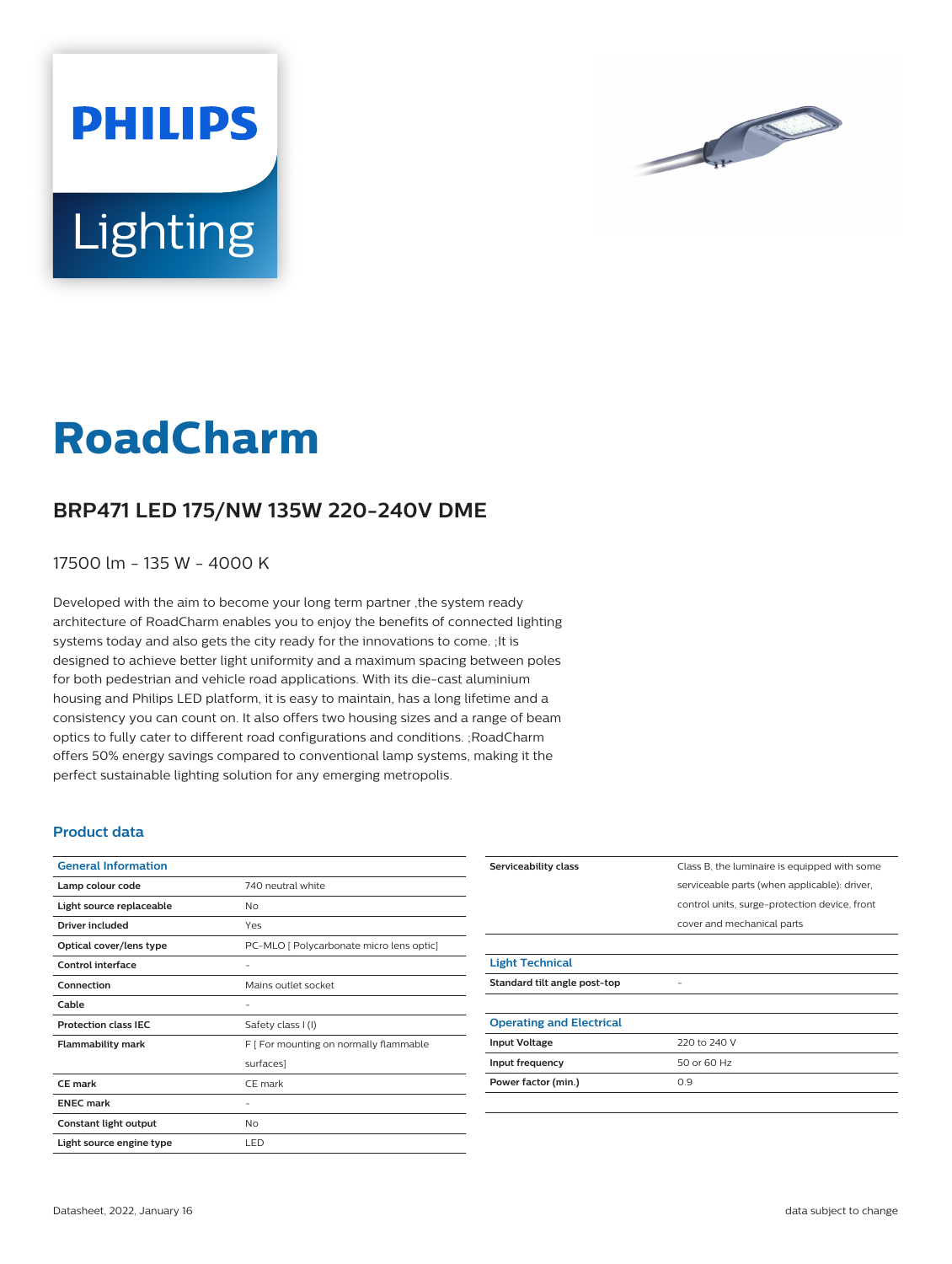PHILIPS

Lighting

# RoadCharm

## BRP471 LED 175/NW 135W 220-240V DME

17500 lm - 135 W - 4000 K

Developed with the aim to become your long term partner ,the system ready architecture of RoadCharm enables you to enjoy the benefits of connected lighting systems today and also gets the city ready for the innovations to come. ;It is designed to achieve better light uniformity and a maximum spacing between poles for both pedestrian and vehicle road applications. With its die-cast aluminium housing and Philips LED platform, it is easy to maintain, has a long lifetime and a consistency you can count on. It also offers two housing sizes and a range of beam optics to fully cater to different road configurations and conditions. ;RoadCharm offers 50% energy savings compared to conventional lamp systems, making it the perfect sustainable lighting solution for any emerging metropolis.

### Product data

| General Information | |
|---|---|
| Lamp colour code | 740 neutral white |
| Light source replaceable | No |
| Driver included | Yes |
| Optical cover/lens type | PC-MLO [ Polycarbonate micro lens optic] |
| Control interface | - |
| Connection | Mains outlet socket |
| Cable | - |
| Protection class IEC | Safety class I (I) |
| Flammability mark | F [ For mounting on normally flammable surfaces] |
| CE mark | CE mark |
| ENEC mark | - |
| Constant light output | No |
| Light source engine type | LED |
| Serviceability class | Class B, the luminaire is equipped with some serviceable parts (when applicable): driver, control units, surge-protection device, front cover and mechanical parts |

| Light Technical | |
|---|---|
| Standard tilt angle post-top | - |

| Operating and Electrical | |
|---|---|
| Input Voltage | 220 to 240 V |
| Input frequency | 50 or 60 Hz |
| Power factor (min.) | 0.9 |

Datasheet, 2022, January 16

data subject to change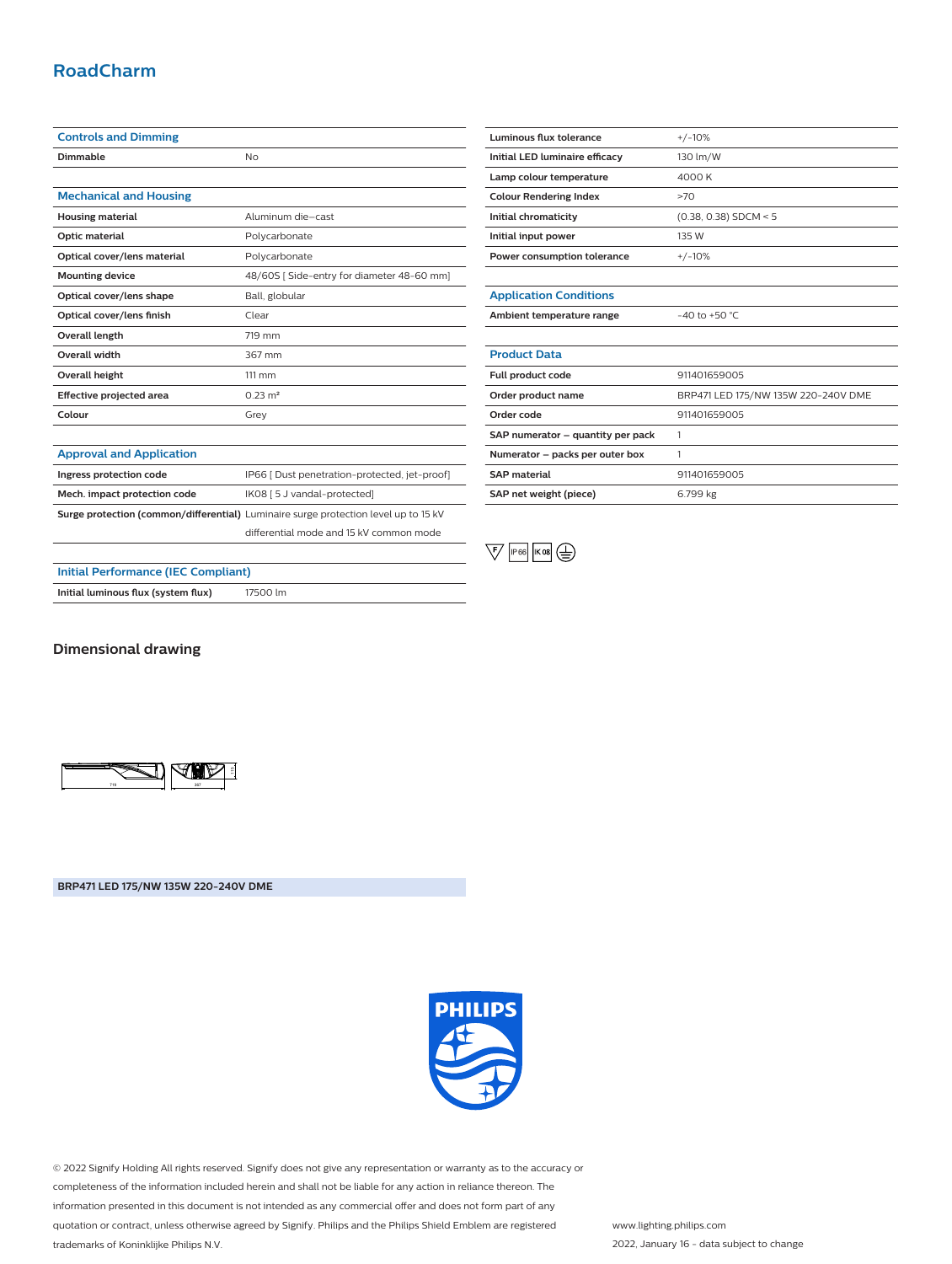## RoadCharm

| Controls and Dimming | |
|---|---|
| Dimmable | No |

| Mechanical and Housing | |
|---|---|
| Housing material | Aluminum die-cast |
| Optic material | Polycarbonate |
| Optical cover/lens material | Polycarbonate |
| Mounting device | 48/60S [ Side-entry for diameter 48-60 mm] |
| Optical cover/lens shape | Ball, globular |
| Optical cover/lens finish | Clear |
| Overall length | 719 mm |
| Overall width | 367 mm |
| Overall height | 111 mm |
| Effective projected area | 0.23 m² |
| Colour | Grey |

| Approval and Application | |
|---|---|
| Ingress protection code | IP66 [ Dust penetration-protected, jet-proof] |
| Mech. impact protection code | IK08 [ 5 J vandal-protected] |
| Surge protection (common/differential) | Luminaire surge protection level up to 15 kV differential mode and 15 kV common mode |

| Initial Performance (IEC Compliant) | |
|---|---|
| Initial luminous flux (system flux) | 17500 lm |
| Luminous flux tolerance | +/-10% |
| Initial LED luminaire efficacy | 130 lm/W |
| Lamp colour temperature | 4000 K |
| Colour Rendering Index | >70 |
| Initial chromaticity | (0.38, 0.38) SDCM < 5 |
| Initial input power | 135 W |
| Power consumption tolerance | +/-10% |

| Application Conditions | |
|---|---|
| Ambient temperature range | -40 to +50 °C |

| Product Data | |
|---|---|
| Full product code | 911401659005 |
| Order product name | BRP471 LED 175/NW 135W 220-240V DME |
| Order code | 911401659005 |
| SAP numerator – quantity per pack | 1 |
| Numerator – packs per outer box | 1 |
| SAP material | 911401659005 |
| SAP net weight (piece) | 6.799 kg |

### Dimensional drawing

719

367

111

**BRP471 LED 175/NW 135W 220-240V DME**

© 2022 Signify Holding All rights reserved. Signify does not give any representation or warranty as to the accuracy or completeness of the information included herein and shall not be liable for any action in reliance thereon. The information presented in this document is not intended as any commercial offer and does not form part of any quotation or contract, unless otherwise agreed by Signify. Philips and the Philips Shield Emblem are registered trademarks of Koninklijke Philips N.V.

www.lighting.philips.com

2022, January 16 - data subject to change